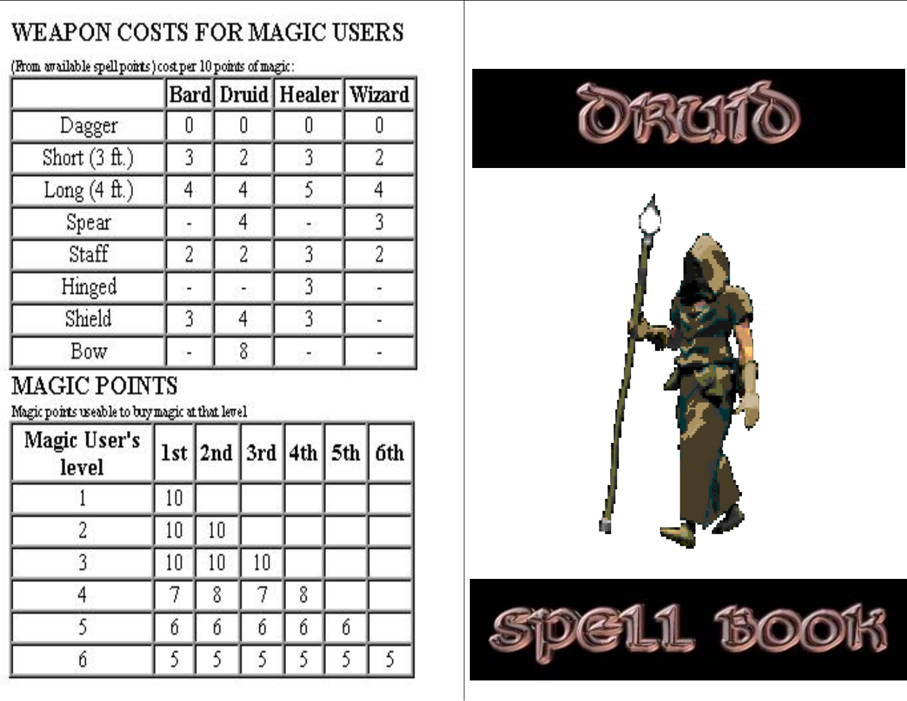## WEAPON COSTS FOR MAGIC USERS

(From available spell points) cost per 10 points of magic:

| | Bard | Druid | Healer | Wizard |
|---|---|---|---|---|
| Dagger | 0 | 0 | 0 | 0 |
| Short (3 ft.) | 3 | 2 | 3 | 2 |
| Long (4 ft.) | 4 | 4 | 5 | 4 |
| Spear | - | 4 | - | 3 |
| Staff | 2 | 2 | 3 | 2 |
| Hinged | - | - | 3 | - |
| Shield | 3 | 4 | 3 | - |
| Bow | - | 8 | - | - |

## MAGIC POINTS

Magic points useable to buy magic at that level

| Magic User's level | 1st | 2nd | 3rd | 4th | 5th | 6th |
|---|---|---|---|---|---|---|
| 1 | 10 | | | | | |
| 2 | 10 | 10 | | | | |
| 3 | 10 | 10 | 10 | | | |
| 4 | 7 | 8 | 7 | 8 | | |
| 5 | 6 | 6 | 6 | 6 | 6 | |
| 6 | 5 | 5 | 5 | 5 | 5 | 5 |

# DRUID

# SPELL BOOK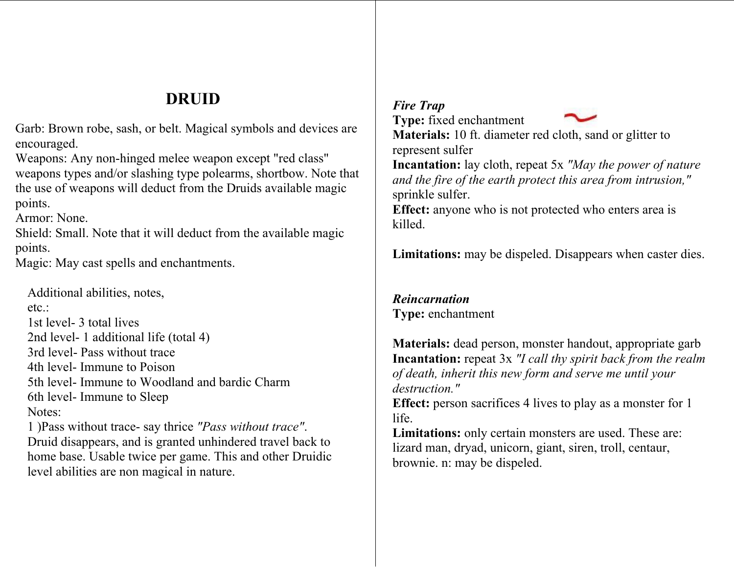# DRUID

Garb: Brown robe, sash, or belt. Magical symbols and devices are encouraged.
Weapons: Any non-hinged melee weapon except "red class" weapons types and/or slashing type polearms, shortbow. Note that the use of weapons will deduct from the Druids available magic points.
Armor: None.
Shield: Small. Note that it will deduct from the available magic points.
Magic: May cast spells and enchantments.

Additional abilities, notes, etc.:
1st level- 3 total lives
2nd level- 1 additional life (total 4)
3rd level- Pass without trace
4th level- Immune to Poison
5th level- Immune to Woodland and bardic Charm
6th level- Immune to Sleep
Notes:
1 )Pass without trace- say thrice *"Pass without trace"*. Druid disappears, and is granted unhindered travel back to home base. Usable twice per game. This and other Druidic level abilities are non magical in nature.

***Fire Trap***
**Type:** fixed enchantment
**Materials:** 10 ft. diameter red cloth, sand or glitter to represent sulfer
**Incantation:** lay cloth, repeat 5x *"May the power of nature and the fire of the earth protect this area from intrusion,"* sprinkle sulfer.
**Effect:** anyone who is not protected who enters area is killed.

**Limitations:** may be dispeled. Disappears when caster dies.

***Reincarnation***
**Type:** enchantment

**Materials:** dead person, monster handout, appropriate garb
**Incantation:** repeat 3x *"I call thy spirit back from the realm of death, inherit this new form and serve me until your destruction."*
**Effect:** person sacrifices 4 lives to play as a monster for 1 life.
**Limitations:** only certain monsters are used. These are: lizard man, dryad, unicorn, giant, siren, troll, centaur, brownie. n: may be dispeled.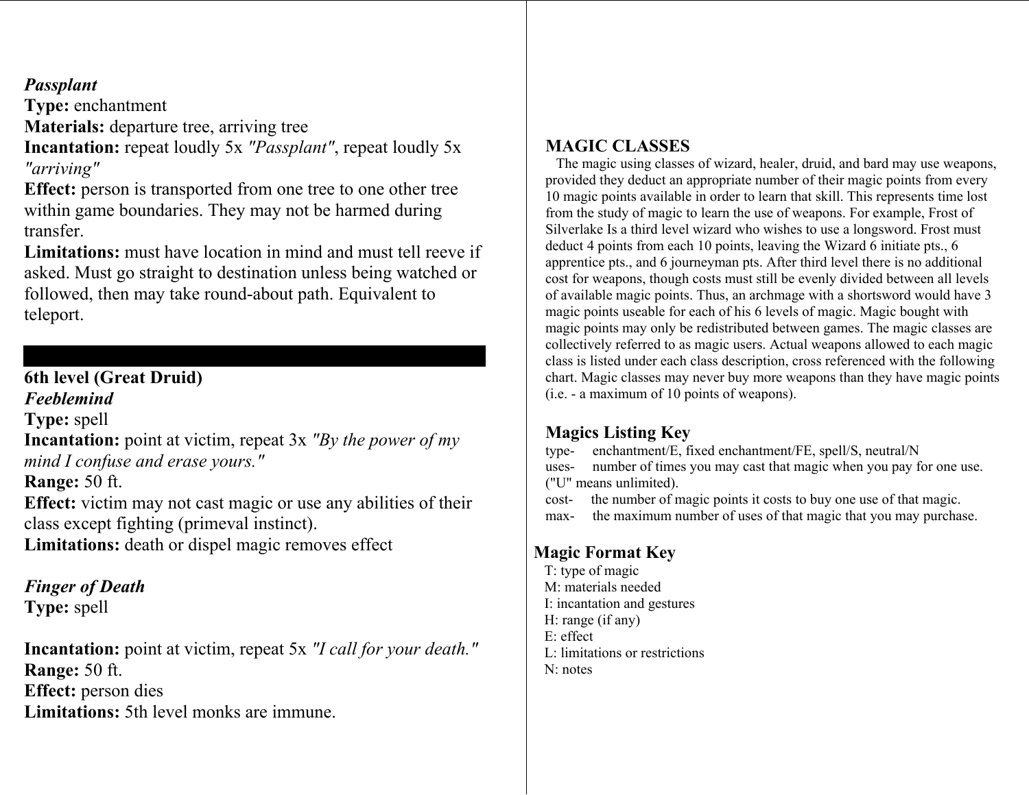***Passplant***
**Type:** enchantment
**Materials:** departure tree, arriving tree
**Incantation:** repeat loudly 5x *"Passplant"*, repeat loudly 5x *"arriving"*
**Effect:** person is transported from one tree to one other tree within game boundaries. They may not be harmed during transfer.
**Limitations:** must have location in mind and must tell reeve if asked. Must go straight to destination unless being watched or followed, then may take round-about path. Equivalent to teleport.

---

**6th level (Great Druid)**

***Feeblemind***
**Type:** spell
**Incantation:** point at victim, repeat 3x *"By the power of my mind I confuse and erase yours."*
**Range:** 50 ft.
**Effect:** victim may not cast magic or use any abilities of their class except fighting (primeval instinct).
**Limitations:** death or dispel magic removes effect

***Finger of Death***
**Type:** spell

**Incantation:** point at victim, repeat 5x *"I call for your death."*
**Range:** 50 ft.
**Effect:** person dies
**Limitations:** 5th level monks are immune.

## MAGIC CLASSES

The magic using classes of wizard, healer, druid, and bard may use weapons, provided they deduct an appropriate number of their magic points from every 10 magic points available in order to learn that skill. This represents time lost from the study of magic to learn the use of weapons. For example, Frost of Silverlake Is a third level wizard who wishes to use a longsword. Frost must deduct 4 points from each 10 points, leaving the Wizard 6 initiate pts., 6 apprentice pts., and 6 journeyman pts. After third level there is no additional cost for weapons, though costs must still be evenly divided between all levels of available magic points. Thus, an archmage with a shortsword would have 3 magic points useable for each of his 6 levels of magic. Magic bought with magic points may only be redistributed between games. The magic classes are collectively referred to as magic users. Actual weapons allowed to each magic class is listed under each class description, cross referenced with the following chart. Magic classes may never buy more weapons than they have magic points (i.e. - a maximum of 10 points of weapons).

### Magics Listing Key

type- enchantment/E, fixed enchantment/FE, spell/S, neutral/N
uses- number of times you may cast that magic when you pay for one use. ("U" means unlimited).
cost- the number of magic points it costs to buy one use of that magic.
max- the maximum number of uses of that magic that you may purchase.

### Magic Format Key

T: type of magic
M: materials needed
I: incantation and gestures
H: range (if any)
E: effect
L: limitations or restrictions
N: notes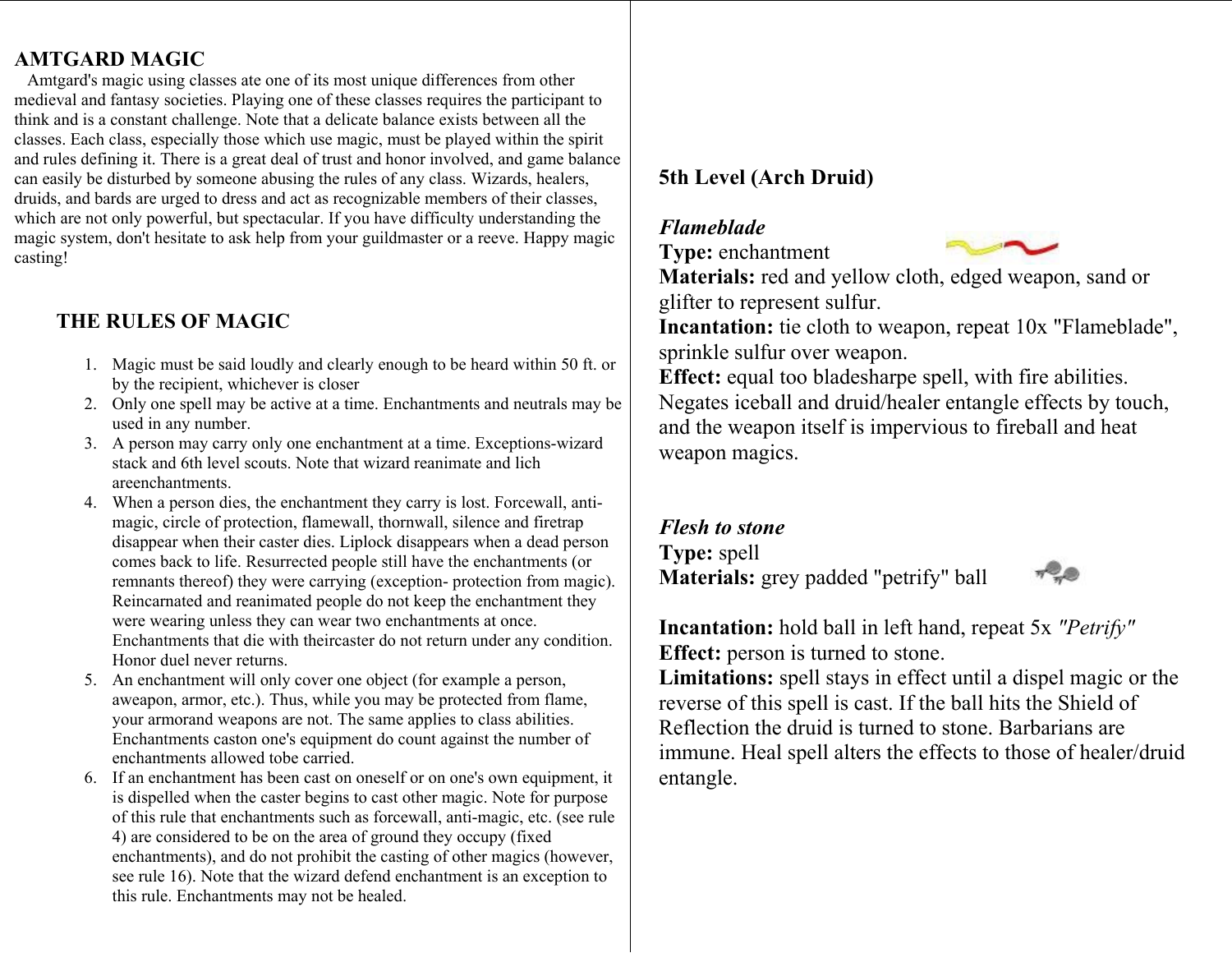## AMTGARD MAGIC

Amtgard's magic using classes ate one of its most unique differences from other medieval and fantasy societies. Playing one of these classes requires the participant to think and is a constant challenge. Note that a delicate balance exists between all the classes. Each class, especially those which use magic, must be played within the spirit and rules defining it. There is a great deal of trust and honor involved, and game balance can easily be disturbed by someone abusing the rules of any class. Wizards, healers, druids, and bards are urged to dress and act as recognizable members of their classes, which are not only powerful, but spectacular. If you have difficulty understanding the magic system, don't hesitate to ask help from your guildmaster or a reeve. Happy magic casting!

### THE RULES OF MAGIC

1. Magic must be said loudly and clearly enough to be heard within 50 ft. or by the recipient, whichever is closer
2. Only one spell may be active at a time. Enchantments and neutrals may be used in any number.
3. A person may carry only one enchantment at a time. Exceptions-wizard stack and 6th level scouts. Note that wizard reanimate and lich areenchantments.
4. When a person dies, the enchantment they carry is lost. Forcewall, anti-magic, circle of protection, flamewall, thornwall, silence and firetrap disappear when their caster dies. Liplock disappears when a dead person comes back to life. Resurrected people still have the enchantments (or remnants thereof) they were carrying (exception- protection from magic). Reincarnated and reanimated people do not keep the enchantment they were wearing unless they can wear two enchantments at once. Enchantments that die with theircaster do not return under any condition. Honor duel never returns.
5. An enchantment will only cover one object (for example a person, aweapon, armor, etc.). Thus, while you may be protected from flame, your armorand weapons are not. The same applies to class abilities. Enchantments caston one's equipment do count against the number of enchantments allowed tobe carried.
6. If an enchantment has been cast on oneself or on one's own equipment, it is dispelled when the caster begins to cast other magic. Note for purpose of this rule that enchantments such as forcewall, anti-magic, etc. (see rule 4) are considered to be on the area of ground they occupy (fixed enchantments), and do not prohibit the casting of other magics (however, see rule 16). Note that the wizard defend enchantment is an exception to this rule. Enchantments may not be healed.

### 5th Level (Arch Druid)

***Flameblade***
**Type:** enchantment
**Materials:** red and yellow cloth, edged weapon, sand or glifter to represent sulfur.
**Incantation:** tie cloth to weapon, repeat 10x "Flameblade", sprinkle sulfur over weapon.
**Effect:** equal too bladesharpe spell, with fire abilities. Negates iceball and druid/healer entangle effects by touch, and the weapon itself is impervious to fireball and heat weapon magics.

***Flesh to stone***
**Type:** spell
**Materials:** grey padded "petrify" ball

**Incantation:** hold ball in left hand, repeat 5x *"Petrify"*
**Effect:** person is turned to stone.
**Limitations:** spell stays in effect until a dispel magic or the reverse of this spell is cast. If the ball hits the Shield of Reflection the druid is turned to stone. Barbarians are immune. Heal spell alters the effects to those of healer/druid entangle.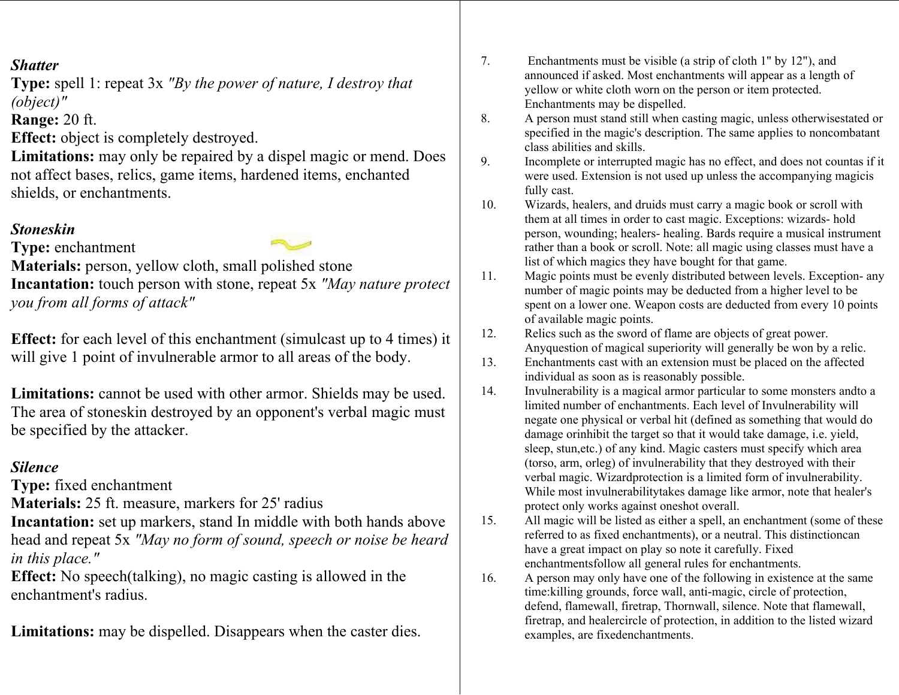***Shatter***
**Type:** spell 1: repeat 3x *"By the power of nature, I destroy that (object)"*
**Range:** 20 ft.
**Effect:** object is completely destroyed.
**Limitations:** may only be repaired by a dispel magic or mend. Does not affect bases, relics, game items, hardened items, enchanted shields, or enchantments.

***Stoneskin***
**Type:** enchantment
**Materials:** person, yellow cloth, small polished stone
**Incantation:** touch person with stone, repeat 5x *"May nature protect you from all forms of attack"*

**Effect:** for each level of this enchantment (simulcast up to 4 times) it will give 1 point of invulnerable armor to all areas of the body.

**Limitations:** cannot be used with other armor. Shields may be used. The area of stoneskin destroyed by an opponent's verbal magic must be specified by the attacker.

***Silence***
**Type:** fixed enchantment
**Materials:** 25 ft. measure, markers for 25' radius
**Incantation:** set up markers, stand In middle with both hands above head and repeat 5x *"May no form of sound, speech or noise be heard in this place."*
**Effect:** No speech(talking), no magic casting is allowed in the enchantment's radius.

**Limitations:** may be dispelled. Disappears when the caster dies.

7. Enchantments must be visible (a strip of cloth 1" by 12"), and announced if asked. Most enchantments will appear as a length of yellow or white cloth worn on the person or item protected. Enchantments may be dispelled.
8. A person must stand still when casting magic, unless otherwisestated or specified in the magic's description. The same applies to noncombatant class abilities and skills.
9. Incomplete or interrupted magic has no effect, and does not countas if it were used. Extension is not used up unless the accompanying magicis fully cast.
10. Wizards, healers, and druids must carry a magic book or scroll with them at all times in order to cast magic. Exceptions: wizards- hold person, wounding; healers- healing. Bards require a musical instrument rather than a book or scroll. Note: all magic using classes must have a list of which magics they have bought for that game.
11. Magic points must be evenly distributed between levels. Exception- any number of magic points may be deducted from a higher level to be spent on a lower one. Weapon costs are deducted from every 10 points of available magic points.
12. Relics such as the sword of flame are objects of great power. Anyquestion of magical superiority will generally be won by a relic.
13. Enchantments cast with an extension must be placed on the affected individual as soon as is reasonably possible.
14. Invulnerability is a magical armor particular to some monsters andto a limited number of enchantments. Each level of Invulnerability will negate one physical or verbal hit (defined as something that would do damage orinhibit the target so that it would take damage, i.e. yield, sleep, stun,etc.) of any kind. Magic casters must specify which area (torso, arm, orleg) of invulnerability that they destroyed with their verbal magic. Wizardprotection is a limited form of invulnerability. While most invulnerabilitytakes damage like armor, note that healer's protect only works against oneshot overall.
15. All magic will be listed as either a spell, an enchantment (some of these referred to as fixed enchantments), or a neutral. This distinctioncan have a great impact on play so note it carefully. Fixed enchantmentsfollow all general rules for enchantments.
16. A person may only have one of the following in existence at the same time:killing grounds, force wall, anti-magic, circle of protection, defend, flamewall, firetrap, Thornwall, silence. Note that flamewall, firetrap, and healercircle of protection, in addition to the listed wizard examples, are fixedenchantments.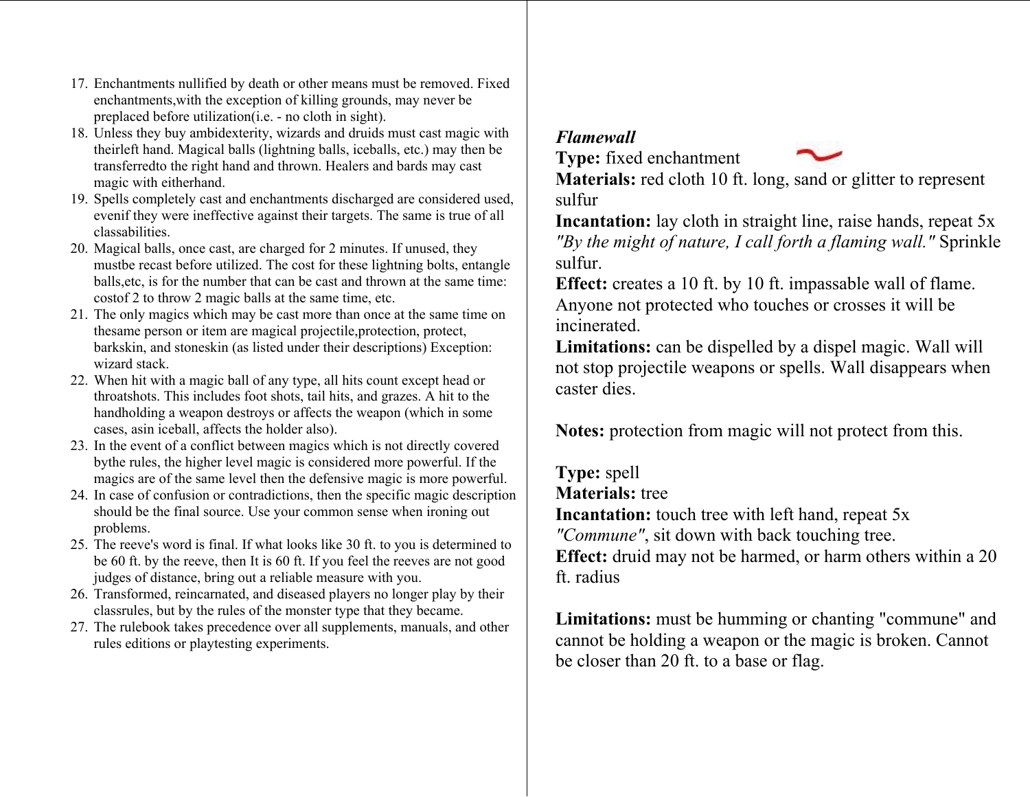17. Enchantments nullified by death or other means must be removed. Fixed enchantments,with the exception of killing grounds, may never be preplaced before utilization(i.e. - no cloth in sight).
18. Unless they buy ambidexterity, wizards and druids must cast magic with theirleft hand. Magical balls (lightning balls, iceballs, etc.) may then be transferredto the right hand and thrown. Healers and bards may cast magic with eitherhand.
19. Spells completely cast and enchantments discharged are considered used, evenif they were ineffective against their targets. The same is true of all classabilities.
20. Magical balls, once cast, are charged for 2 minutes. If unused, they mustbe recast before utilized. The cost for these lightning bolts, entangle balls,etc, is for the number that can be cast and thrown at the same time: costof 2 to throw 2 magic balls at the same time, etc.
21. The only magics which may be cast more than once at the same time on thesame person or item are magical projectile,protection, protect, barkskin, and stoneskin (as listed under their descriptions) Exception: wizard stack.
22. When hit with a magic ball of any type, all hits count except head or throatshots. This includes foot shots, tail hits, and grazes. A hit to the handholding a weapon destroys or affects the weapon (which in some cases, asin iceball, affects the holder also).
23. In the event of a conflict between magics which is not directly covered bythe rules, the higher level magic is considered more powerful. If the magics are of the same level then the defensive magic is more powerful.
24. In case of confusion or contradictions, then the specific magic description should be the final source. Use your common sense when ironing out problems.
25. The reeve's word is final. If what looks like 30 ft. to you is determined to be 60 ft. by the reeve, then It is 60 ft. If you feel the reeves are not good judges of distance, bring out a reliable measure with you.
26. Transformed, reincarnated, and diseased players no longer play by their classrules, but by the rules of the monster type that they became.
27. The rulebook takes precedence over all supplements, manuals, and other rules editions or playtesting experiments.

***Flamewall***

**Type:** fixed enchantment

**Materials:** red cloth 10 ft. long, sand or glitter to represent sulfur

**Incantation:** lay cloth in straight line, raise hands, repeat 5x *"By the might of nature, I call forth a flaming wall."* Sprinkle sulfur.

**Effect:** creates a 10 ft. by 10 ft. impassable wall of flame. Anyone not protected who touches or crosses it will be incinerated.

**Limitations:** can be dispelled by a dispel magic. Wall will not stop projectile weapons or spells. Wall disappears when caster dies.

**Notes:** protection from magic will not protect from this.

**Type:** spell

**Materials:** tree

**Incantation:** touch tree with left hand, repeat 5x *"Commune"*, sit down with back touching tree.

**Effect:** druid may not be harmed, or harm others within a 20 ft. radius

**Limitations:** must be humming or chanting "commune" and cannot be holding a weapon or the magic is broken. Cannot be closer than 20 ft. to a base or flag.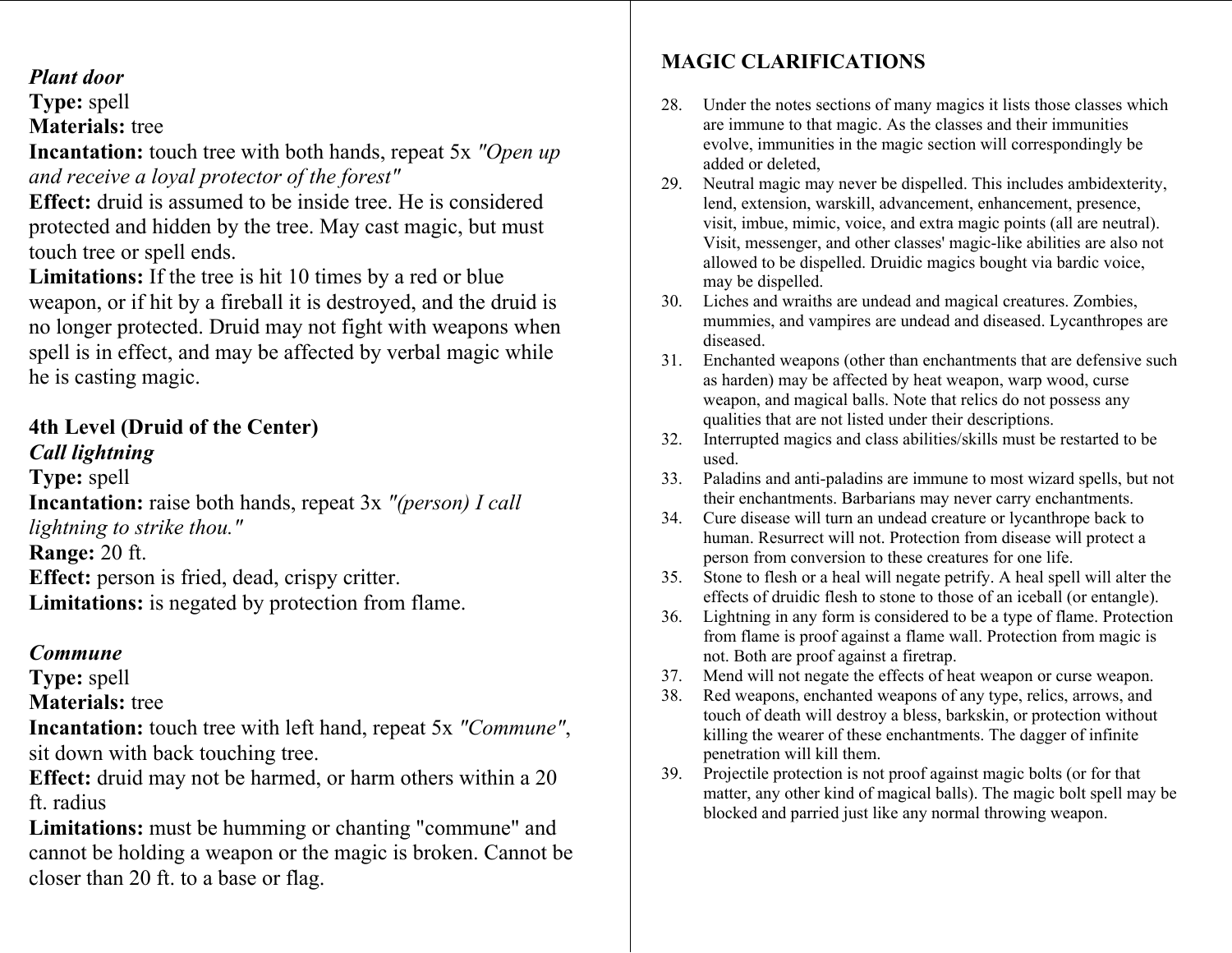***Plant door***
**Type:** spell
**Materials:** tree
**Incantation:** touch tree with both hands, repeat 5x *"Open up and receive a loyal protector of the forest"*
**Effect:** druid is assumed to be inside tree. He is considered protected and hidden by the tree. May cast magic, but must touch tree or spell ends.
**Limitations:** If the tree is hit 10 times by a red or blue weapon, or if hit by a fireball it is destroyed, and the druid is no longer protected. Druid may not fight with weapons when spell is in effect, and may be affected by verbal magic while he is casting magic.

### 4th Level (Druid of the Center)

***Call lightning***
**Type:** spell
**Incantation:** raise both hands, repeat 3x *"(person) I call lightning to strike thou."*
**Range:** 20 ft.
**Effect:** person is fried, dead, crispy critter.
**Limitations:** is negated by protection from flame.

***Commune***
**Type:** spell
**Materials:** tree
**Incantation:** touch tree with left hand, repeat 5x *"Commune"*, sit down with back touching tree.
**Effect:** druid may not be harmed, or harm others within a 20 ft. radius
**Limitations:** must be humming or chanting "commune" and cannot be holding a weapon or the magic is broken. Cannot be closer than 20 ft. to a base or flag.

## MAGIC CLARIFICATIONS

28. Under the notes sections of many magics it lists those classes which are immune to that magic. As the classes and their immunities evolve, immunities in the magic section will correspondingly be added or deleted,
29. Neutral magic may never be dispelled. This includes ambidexterity, lend, extension, warskill, advancement, enhancement, presence, visit, imbue, mimic, voice, and extra magic points (all are neutral). Visit, messenger, and other classes' magic-like abilities are also not allowed to be dispelled. Druidic magics bought via bardic voice, may be dispelled.
30. Liches and wraiths are undead and magical creatures. Zombies, mummies, and vampires are undead and diseased. Lycanthropes are diseased.
31. Enchanted weapons (other than enchantments that are defensive such as harden) may be affected by heat weapon, warp wood, curse weapon, and magical balls. Note that relics do not possess any qualities that are not listed under their descriptions.
32. Interrupted magics and class abilities/skills must be restarted to be used.
33. Paladins and anti-paladins are immune to most wizard spells, but not their enchantments. Barbarians may never carry enchantments.
34. Cure disease will turn an undead creature or lycanthrope back to human. Resurrect will not. Protection from disease will protect a person from conversion to these creatures for one life.
35. Stone to flesh or a heal will negate petrify. A heal spell will alter the effects of druidic flesh to stone to those of an iceball (or entangle).
36. Lightning in any form is considered to be a type of flame. Protection from flame is proof against a flame wall. Protection from magic is not. Both are proof against a firetrap.
37. Mend will not negate the effects of heat weapon or curse weapon.
38. Red weapons, enchanted weapons of any type, relics, arrows, and touch of death will destroy a bless, barkskin, or protection without killing the wearer of these enchantments. The dagger of infinite penetration will kill them.
39. Projectile protection is not proof against magic bolts (or for that matter, any other kind of magical balls). The magic bolt spell may be blocked and parried just like any normal throwing weapon.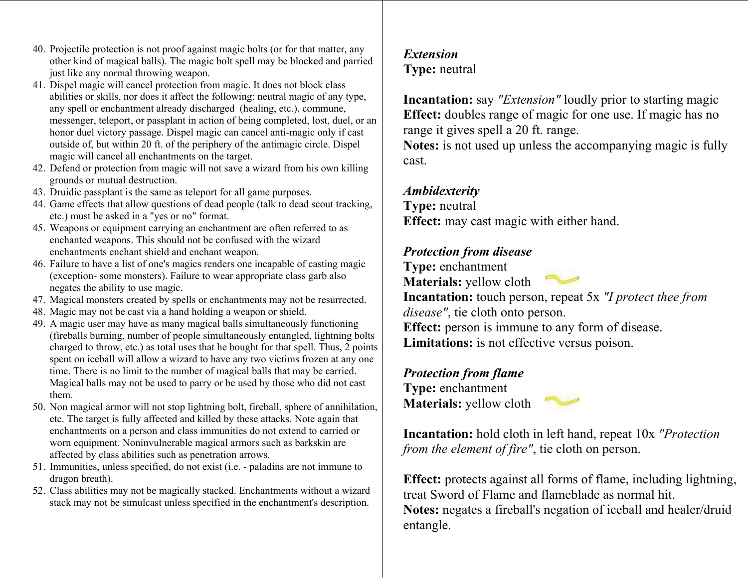40. Projectile protection is not proof against magic bolts (or for that matter, any other kind of magical balls). The magic bolt spell may be blocked and parried just like any normal throwing weapon.
41. Dispel magic will cancel protection from magic. It does not block class abilities or skills, nor does it affect the following: neutral magic of any type, any spell or enchantment already discharged (healing, etc.), commune, messenger, teleport, or passplant in action of being completed, lost, duel, or an honor duel victory passage. Dispel magic can cancel anti-magic only if cast outside of, but within 20 ft. of the periphery of the antimagic circle. Dispel magic will cancel all enchantments on the target.
42. Defend or protection from magic will not save a wizard from his own killing grounds or mutual destruction.
43. Druidic passplant is the same as teleport for all game purposes.
44. Game effects that allow questions of dead people (talk to dead scout tracking, etc.) must be asked in a "yes or no" format.
45. Weapons or equipment carrying an enchantment are often referred to as enchanted weapons. This should not be confused with the wizard enchantments enchant shield and enchant weapon.
46. Failure to have a list of one's magics renders one incapable of casting magic (exception- some monsters). Failure to wear appropriate class garb also negates the ability to use magic.
47. Magical monsters created by spells or enchantments may not be resurrected.
48. Magic may not be cast via a hand holding a weapon or shield.
49. A magic user may have as many magical balls simultaneously functioning (fireballs burning, number of people simultaneously entangled, lightning bolts charged to throw, etc.) as total uses that he bought for that spell. Thus, 2 points spent on iceball will allow a wizard to have any two victims frozen at any one time. There is no limit to the number of magical balls that may be carried. Magical balls may not be used to parry or be used by those who did not cast them.
50. Non magical armor will not stop lightning bolt, fireball, sphere of annihilation, etc. The target is fully affected and killed by these attacks. Note again that enchantments on a person and class immunities do not extend to carried or worn equipment. Noninvulnerable magical armors such as barkskin are affected by class abilities such as penetration arrows.
51. Immunities, unless specified, do not exist (i.e. - paladins are not immune to dragon breath).
52. Class abilities may not be magically stacked. Enchantments without a wizard stack may not be simulcast unless specified in the enchantment's description.

***Extension***
**Type:** neutral

**Incantation:** say *"Extension"* loudly prior to starting magic
**Effect:** doubles range of magic for one use. If magic has no range it gives spell a 20 ft. range.
**Notes:** is not used up unless the accompanying magic is fully cast.

***Ambidexterity***
**Type:** neutral
**Effect:** may cast magic with either hand.

***Protection from disease***
**Type:** enchantment
**Materials:** yellow cloth
**Incantation:** touch person, repeat 5x *"I protect thee from disease"*, tie cloth onto person.
**Effect:** person is immune to any form of disease.
**Limitations:** is not effective versus poison.

***Protection from flame***
**Type:** enchantment
**Materials:** yellow cloth

**Incantation:** hold cloth in left hand, repeat 10x *"Protection from the element of fire"*, tie cloth on person.

**Effect:** protects against all forms of flame, including lightning, treat Sword of Flame and flameblade as normal hit.
**Notes:** negates a fireball's negation of iceball and healer/druid entangle.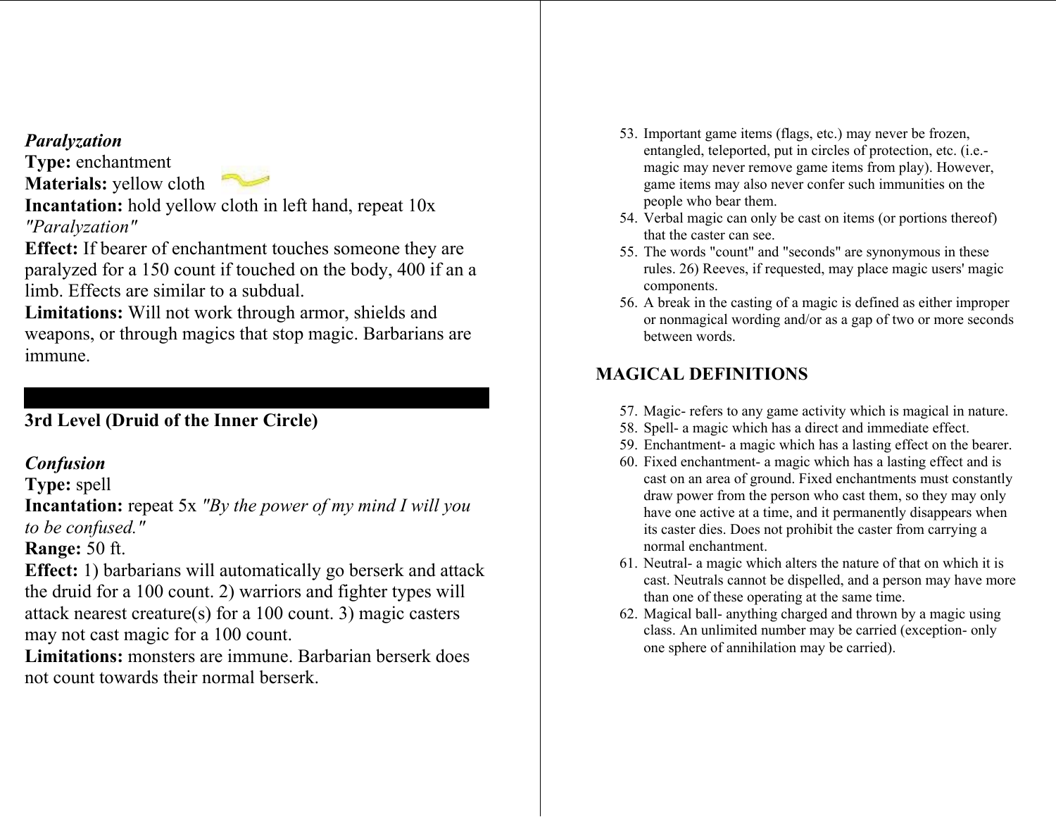***Paralyzation***
**Type:** enchantment
**Materials:** yellow cloth
**Incantation:** hold yellow cloth in left hand, repeat 10x *"Paralyzation"*
**Effect:** If bearer of enchantment touches someone they are paralyzed for a 150 count if touched on the body, 400 if an a limb. Effects are similar to a subdual.
**Limitations:** Will not work through armor, shields and weapons, or through magics that stop magic. Barbarians are immune.

---

### 3rd Level (Druid of the Inner Circle)

***Confusion***
**Type:** spell
**Incantation:** repeat 5x *"By the power of my mind I will you to be confused."*
**Range:** 50 ft.
**Effect:** 1) barbarians will automatically go berserk and attack the druid for a 100 count. 2) warriors and fighter types will attack nearest creature(s) for a 100 count. 3) magic casters may not cast magic for a 100 count.
**Limitations:** monsters are immune. Barbarian berserk does not count towards their normal berserk.

53. Important game items (flags, etc.) may never be frozen, entangled, teleported, put in circles of protection, etc. (i.e.- magic may never remove game items from play). However, game items may also never confer such immunities on the people who bear them.
54. Verbal magic can only be cast on items (or portions thereof) that the caster can see.
55. The words "count" and "seconds" are synonymous in these rules. 26) Reeves, if requested, may place magic users' magic components.
56. A break in the casting of a magic is defined as either improper or nonmagical wording and/or as a gap of two or more seconds between words.

## MAGICAL DEFINITIONS

57. Magic- refers to any game activity which is magical in nature.
58. Spell- a magic which has a direct and immediate effect.
59. Enchantment- a magic which has a lasting effect on the bearer.
60. Fixed enchantment- a magic which has a lasting effect and is cast on an area of ground. Fixed enchantments must constantly draw power from the person who cast them, so they may only have one active at a time, and it permanently disappears when its caster dies. Does not prohibit the caster from carrying a normal enchantment.
61. Neutral- a magic which alters the nature of that on which it is cast. Neutrals cannot be dispelled, and a person may have more than one of these operating at the same time.
62. Magical ball- anything charged and thrown by a magic using class. An unlimited number may be carried (exception- only one sphere of annihilation may be carried).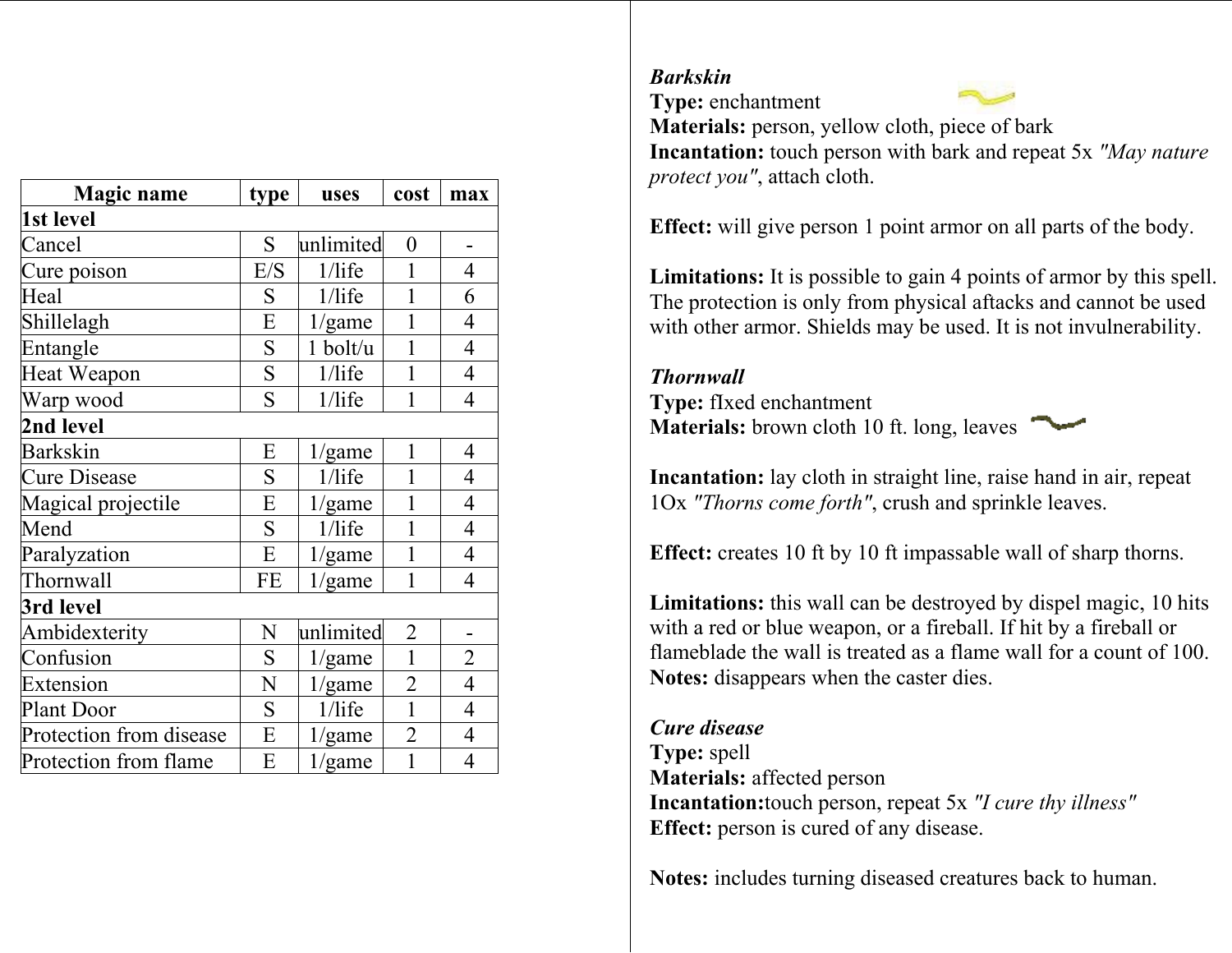| Magic name | type | uses | cost | max |
|---|---|---|---|---|
| **1st level** | | | | |
| Cancel | S | unlimited | 0 | - |
| Cure poison | E/S | 1/life | 1 | 4 |
| Heal | S | 1/life | 1 | 6 |
| Shillelagh | E | 1/game | 1 | 4 |
| Entangle | S | 1 bolt/u | 1 | 4 |
| Heat Weapon | S | 1/life | 1 | 4 |
| Warp wood | S | 1/life | 1 | 4 |
| **2nd level** | | | | |
| Barkskin | E | 1/game | 1 | 4 |
| Cure Disease | S | 1/life | 1 | 4 |
| Magical projectile | E | 1/game | 1 | 4 |
| Mend | S | 1/life | 1 | 4 |
| Paralyzation | E | 1/game | 1 | 4 |
| Thornwall | FE | 1/game | 1 | 4 |
| **3rd level** | | | | |
| Ambidexterity | N | unlimited | 2 | - |
| Confusion | S | 1/game | 1 | 2 |
| Extension | N | 1/game | 2 | 4 |
| Plant Door | S | 1/life | 1 | 4 |
| Protection from disease | E | 1/game | 2 | 4 |
| Protection from flame | E | 1/game | 1 | 4 |

***Barkskin***
**Type:** enchantment
**Materials:** person, yellow cloth, piece of bark
**Incantation:** touch person with bark and repeat 5x *"May nature protect you"*, attach cloth.

**Effect:** will give person 1 point armor on all parts of the body.

**Limitations:** It is possible to gain 4 points of armor by this spell. The protection is only from physical aftacks and cannot be used with other armor. Shields may be used. It is not invulnerability.

***Thornwall***
**Type:** fIxed enchantment
**Materials:** brown cloth 10 ft. long, leaves

**Incantation:** lay cloth in straight line, raise hand in air, repeat 1Ox *"Thorns come forth"*, crush and sprinkle leaves.

**Effect:** creates 10 ft by 10 ft impassable wall of sharp thorns.

**Limitations:** this wall can be destroyed by dispel magic, 10 hits with a red or blue weapon, or a fireball. If hit by a fireball or flameblade the wall is treated as a flame wall for a count of 100.
**Notes:** disappears when the caster dies.

***Cure disease***
**Type:** spell
**Materials:** affected person
**Incantation:**touch person, repeat 5x *"I cure thy illness"*
**Effect:** person is cured of any disease.

**Notes:** includes turning diseased creatures back to human.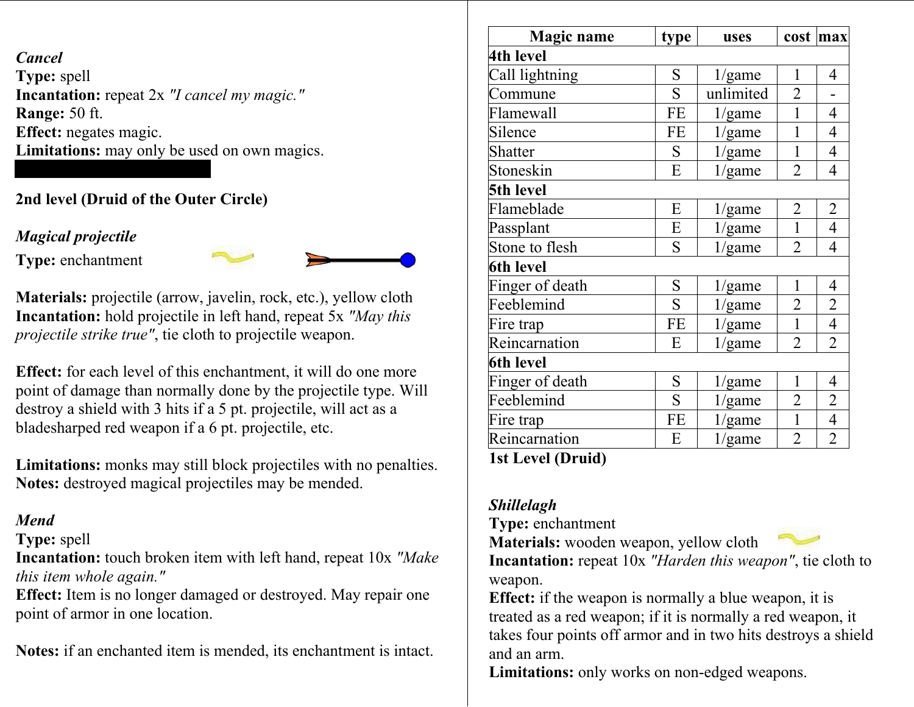***Cancel***
**Type:** spell
**Incantation:** repeat 2x *"I cancel my magic."*
**Range:** 50 ft.
**Effect:** negates magic.
**Limitations:** may only be used on own magics.

## 2nd level (Druid of the Outer Circle)

***Magical projectile***
**Type:** enchantment

**Materials:** projectile (arrow, javelin, rock, etc.), yellow cloth
**Incantation:** hold projectile in left hand, repeat 5x *"May this projectile strike true"*, tie cloth to projectile weapon.

**Effect:** for each level of this enchantment, it will do one more point of damage than normally done by the projectile type. Will destroy a shield with 3 hits if a 5 pt. projectile, will act as a bladesharped red weapon if a 6 pt. projectile, etc.

**Limitations:** monks may still block projectiles with no penalties.
**Notes:** destroyed magical projectiles may be mended.

***Mend***
**Type:** spell
**Incantation:** touch broken item with left hand, repeat 10x *"Make this item whole again."*
**Effect:** Item is no longer damaged or destroyed. May repair one point of armor in one location.

**Notes:** if an enchanted item is mended, its enchantment is intact.

| Magic name | type | uses | cost | max |
|---|---|---|---|---|
| **4th level** | | | | |
| Call lightning | S | 1/game | 1 | 4 |
| Commune | S | unlimited | 2 | - |
| Flamewall | FE | 1/game | 1 | 4 |
| Silence | FE | 1/game | 1 | 4 |
| Shatter | S | 1/game | 1 | 4 |
| Stoneskin | E | 1/game | 2 | 4 |
| **5th level** | | | | |
| Flameblade | E | 1/game | 2 | 2 |
| Passplant | E | 1/game | 1 | 4 |
| Stone to flesh | S | 1/game | 2 | 4 |
| **6th level** | | | | |
| Finger of death | S | 1/game | 1 | 4 |
| Feeblemind | S | 1/game | 2 | 2 |
| Fire trap | FE | 1/game | 1 | 4 |
| Reincarnation | E | 1/game | 2 | 2 |
| **6th level** | | | | |
| Finger of death | S | 1/game | 1 | 4 |
| Feeblemind | S | 1/game | 2 | 2 |
| Fire trap | FE | 1/game | 1 | 4 |
| Reincarnation | E | 1/game | 2 | 2 |

## 1st Level (Druid)

***Shillelagh***
**Type:** enchantment
**Materials:** wooden weapon, yellow cloth
**Incantation:** repeat 10x *"Harden this weapon"*, tie cloth to weapon.
**Effect:** if the weapon is normally a blue weapon, it is treated as a red weapon; if it is normally a red weapon, it takes four points off armor and in two hits destroys a shield and an arm.
**Limitations:** only works on non-edged weapons.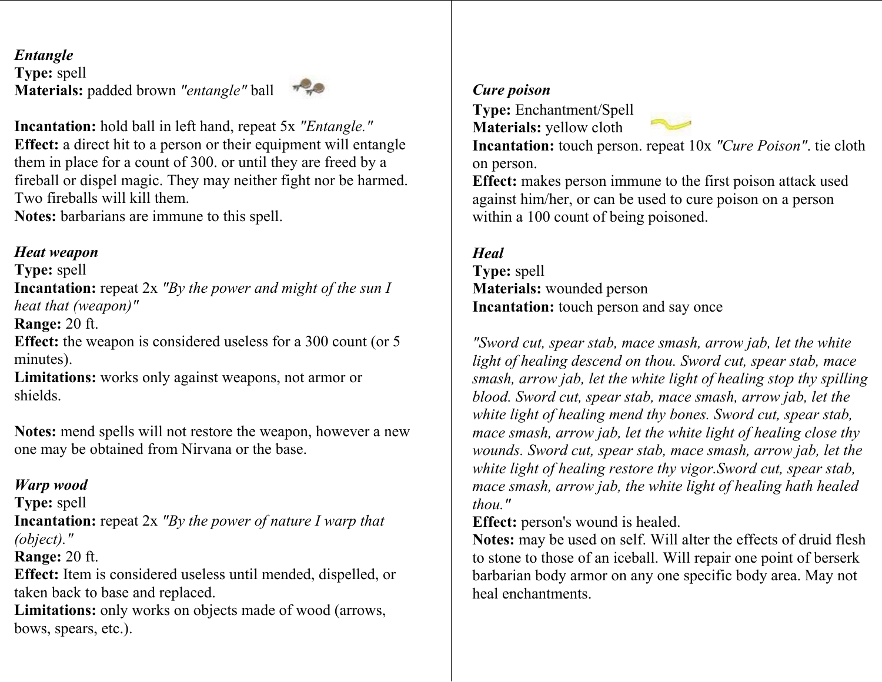***Entangle***
**Type:** spell
**Materials:** padded brown *"entangle"* ball

**Incantation:** hold ball in left hand, repeat 5x *"Entangle."*
**Effect:** a direct hit to a person or their equipment will entangle them in place for a count of 300. or until they are freed by a fireball or dispel magic. They may neither fight nor be harmed. Two fireballs will kill them.
**Notes:** barbarians are immune to this spell.

***Heat weapon***
**Type:** spell
**Incantation:** repeat 2x *"By the power and might of the sun I heat that (weapon)"*
**Range:** 20 ft.
**Effect:** the weapon is considered useless for a 300 count (or 5 minutes).
**Limitations:** works only against weapons, not armor or shields.

**Notes:** mend spells will not restore the weapon, however a new one may be obtained from Nirvana or the base.

***Warp wood***
**Type:** spell
**Incantation:** repeat 2x *"By the power of nature I warp that (object)."*
**Range:** 20 ft.
**Effect:** Item is considered useless until mended, dispelled, or taken back to base and replaced.
**Limitations:** only works on objects made of wood (arrows, bows, spears, etc.).

***Cure poison***
**Type:** Enchantment/Spell
**Materials:** yellow cloth
**Incantation:** touch person. repeat 10x *"Cure Poison"*. tie cloth on person.
**Effect:** makes person immune to the first poison attack used against him/her, or can be used to cure poison on a person within a 100 count of being poisoned.

***Heal***
**Type:** spell
**Materials:** wounded person
**Incantation:** touch person and say once

*"Sword cut, spear stab, mace smash, arrow jab, let the white light of healing descend on thou. Sword cut, spear stab, mace smash, arrow jab, let the white light of healing stop thy spilling blood. Sword cut, spear stab, mace smash, arrow jab, let the white light of healing mend thy bones. Sword cut, spear stab, mace smash, arrow jab, let the white light of healing close thy wounds. Sword cut, spear stab, mace smash, arrow jab, let the white light of healing restore thy vigor.Sword cut, spear stab, mace smash, arrow jab, the white light of healing hath healed thou."*
**Effect:** person's wound is healed.
**Notes:** may be used on self. Will alter the effects of druid flesh to stone to those of an iceball. Will repair one point of berserk barbarian body armor on any one specific body area. May not heal enchantments.